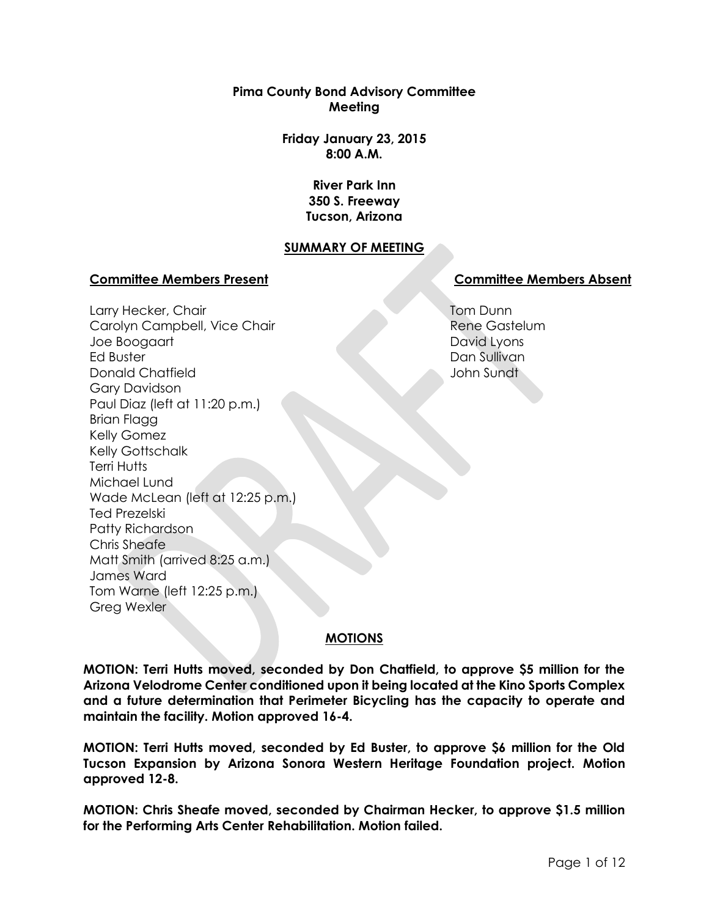**Pima County Bond Advisory Committee**
**Meeting**

**Friday January 23, 2015**
**8:00 A.M.**

**River Park Inn**
**350 S. Freeway**
**Tucson, Arizona**

## SUMMARY OF MEETING

**Committee Members Present**

Larry Hecker, Chair
Carolyn Campbell, Vice Chair
Joe Boogaart
Ed Buster
Donald Chatfield
Gary Davidson
Paul Diaz (left at 11:20 p.m.)
Brian Flagg
Kelly Gomez
Kelly Gottschalk
Terri Hutts
Michael Lund
Wade McLean (left at 12:25 p.m.)
Ted Prezelski
Patty Richardson
Chris Sheafe
Matt Smith (arrived 8:25 a.m.)
James Ward
Tom Warne (left 12:25 p.m.)
Greg Wexler

**Committee Members Absent**

Tom Dunn
Rene Gastelum
David Lyons
Dan Sullivan
John Sundt

## MOTIONS

**MOTION: Terri Hutts moved, seconded by Don Chatfield, to approve $5 million for the Arizona Velodrome Center conditioned upon it being located at the Kino Sports Complex and a future determination that Perimeter Bicycling has the capacity to operate and maintain the facility. Motion approved 16-4.**

**MOTION: Terri Hutts moved, seconded by Ed Buster, to approve $6 million for the Old Tucson Expansion by Arizona Sonora Western Heritage Foundation project. Motion approved 12-8.**

**MOTION: Chris Sheafe moved, seconded by Chairman Hecker, to approve $1.5 million for the Performing Arts Center Rehabilitation. Motion failed.**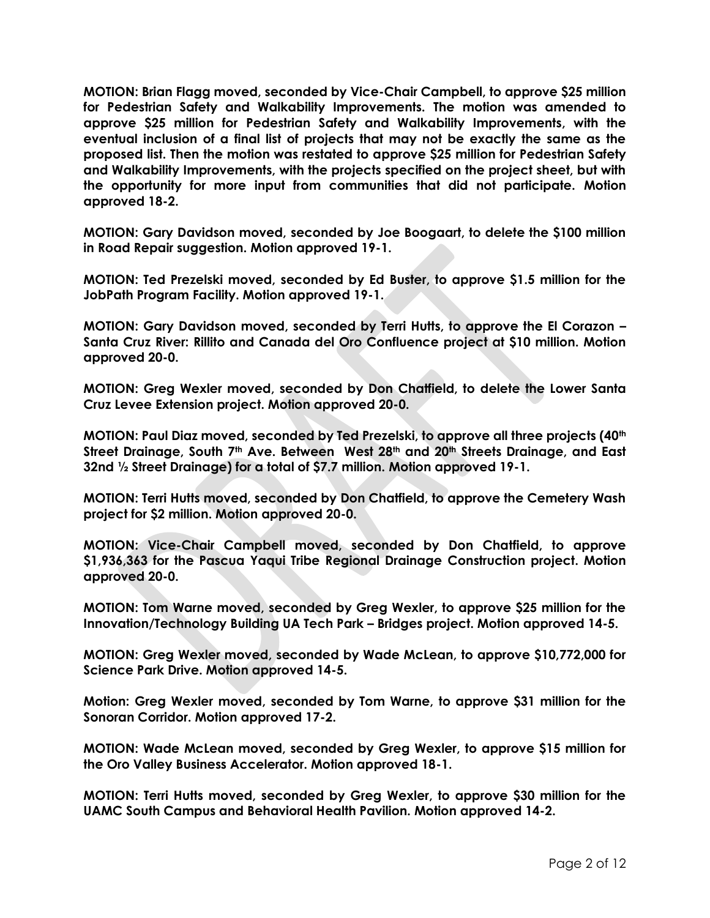**MOTION: Brian Flagg moved, seconded by Vice-Chair Campbell, to approve $25 million for Pedestrian Safety and Walkability Improvements. The motion was amended to approve $25 million for Pedestrian Safety and Walkability Improvements, with the eventual inclusion of a final list of projects that may not be exactly the same as the proposed list. Then the motion was restated to approve $25 million for Pedestrian Safety and Walkability Improvements, with the projects specified on the project sheet, but with the opportunity for more input from communities that did not participate. Motion approved 18-2.**

**MOTION: Gary Davidson moved, seconded by Joe Boogaart, to delete the $100 million in Road Repair suggestion. Motion approved 19-1.**

**MOTION: Ted Prezelski moved, seconded by Ed Buster, to approve $1.5 million for the JobPath Program Facility. Motion approved 19-1.**

**MOTION: Gary Davidson moved, seconded by Terri Hutts, to approve the El Corazon – Santa Cruz River: Rillito and Canada del Oro Confluence project at $10 million. Motion approved 20-0.**

**MOTION: Greg Wexler moved, seconded by Don Chatfield, to delete the Lower Santa Cruz Levee Extension project. Motion approved 20-0.**

**MOTION: Paul Diaz moved, seconded by Ted Prezelski, to approve all three projects (40th Street Drainage, South 7th Ave. Between West 28th and 20th Streets Drainage, and East 32nd ½ Street Drainage) for a total of $7.7 million. Motion approved 19-1.**

**MOTION: Terri Hutts moved, seconded by Don Chatfield, to approve the Cemetery Wash project for $2 million. Motion approved 20-0.**

**MOTION: Vice-Chair Campbell moved, seconded by Don Chatfield, to approve $1,936,363 for the Pascua Yaqui Tribe Regional Drainage Construction project. Motion approved 20-0.**

**MOTION: Tom Warne moved, seconded by Greg Wexler, to approve $25 million for the Innovation/Technology Building UA Tech Park – Bridges project. Motion approved 14-5.**

**MOTION: Greg Wexler moved, seconded by Wade McLean, to approve $10,772,000 for Science Park Drive. Motion approved 14-5.**

**Motion: Greg Wexler moved, seconded by Tom Warne, to approve $31 million for the Sonoran Corridor. Motion approved 17-2.**

**MOTION: Wade McLean moved, seconded by Greg Wexler, to approve $15 million for the Oro Valley Business Accelerator. Motion approved 18-1.**

**MOTION: Terri Hutts moved, seconded by Greg Wexler, to approve $30 million for the UAMC South Campus and Behavioral Health Pavilion. Motion approved 14-2.**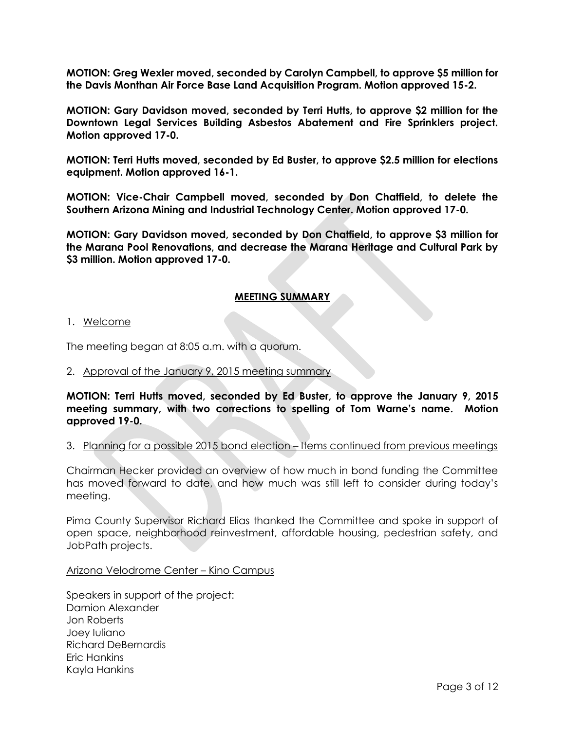**MOTION: Greg Wexler moved, seconded by Carolyn Campbell, to approve $5 million for the Davis Monthan Air Force Base Land Acquisition Program. Motion approved 15-2.**

**MOTION: Gary Davidson moved, seconded by Terri Hutts, to approve $2 million for the Downtown Legal Services Building Asbestos Abatement and Fire Sprinklers project. Motion approved 17-0.**

**MOTION: Terri Hutts moved, seconded by Ed Buster, to approve $2.5 million for elections equipment. Motion approved 16-1.**

**MOTION: Vice-Chair Campbell moved, seconded by Don Chatfield, to delete the Southern Arizona Mining and Industrial Technology Center. Motion approved 17-0.**

**MOTION: Gary Davidson moved, seconded by Don Chatfield, to approve $3 million for the Marana Pool Renovations, and decrease the Marana Heritage and Cultural Park by $3 million. Motion approved 17-0.**

## MEETING SUMMARY

1. Welcome

The meeting began at 8:05 a.m. with a quorum.

2. Approval of the January 9, 2015 meeting summary

**MOTION: Terri Hutts moved, seconded by Ed Buster, to approve the January 9, 2015 meeting summary, with two corrections to spelling of Tom Warne's name. Motion approved 19-0.**

3. Planning for a possible 2015 bond election – Items continued from previous meetings

Chairman Hecker provided an overview of how much in bond funding the Committee has moved forward to date, and how much was still left to consider during today's meeting.

Pima County Supervisor Richard Elias thanked the Committee and spoke in support of open space, neighborhood reinvestment, affordable housing, pedestrian safety, and JobPath projects.

Arizona Velodrome Center – Kino Campus

Speakers in support of the project:
Damion Alexander
Jon Roberts
Joey Iuliano
Richard DeBernardis
Eric Hankins
Kayla Hankins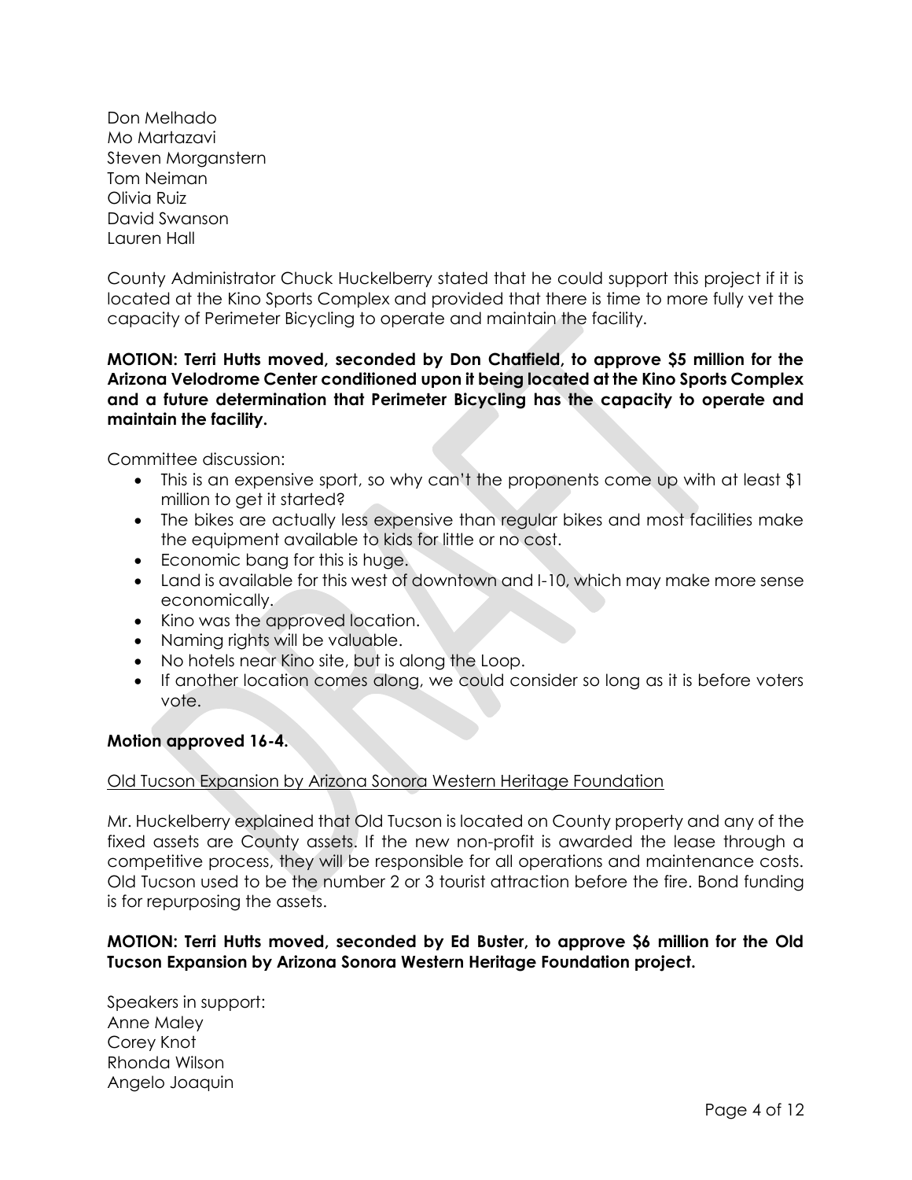Don Melhado
Mo Martazavi
Steven Morganstern
Tom Neiman
Olivia Ruiz
David Swanson
Lauren Hall

County Administrator Chuck Huckelberry stated that he could support this project if it is located at the Kino Sports Complex and provided that there is time to more fully vet the capacity of Perimeter Bicycling to operate and maintain the facility.

**MOTION: Terri Hutts moved, seconded by Don Chatfield, to approve $5 million for the Arizona Velodrome Center conditioned upon it being located at the Kino Sports Complex and a future determination that Perimeter Bicycling has the capacity to operate and maintain the facility.**

Committee discussion:

- This is an expensive sport, so why can't the proponents come up with at least $1 million to get it started?
- The bikes are actually less expensive than regular bikes and most facilities make the equipment available to kids for little or no cost.
- Economic bang for this is huge.
- Land is available for this west of downtown and I-10, which may make more sense economically.
- Kino was the approved location.
- Naming rights will be valuable.
- No hotels near Kino site, but is along the Loop.
- If another location comes along, we could consider so long as it is before voters vote.

**Motion approved 16-4.**

Old Tucson Expansion by Arizona Sonora Western Heritage Foundation

Mr. Huckelberry explained that Old Tucson is located on County property and any of the fixed assets are County assets. If the new non-profit is awarded the lease through a competitive process, they will be responsible for all operations and maintenance costs. Old Tucson used to be the number 2 or 3 tourist attraction before the fire. Bond funding is for repurposing the assets.

**MOTION: Terri Hutts moved, seconded by Ed Buster, to approve $6 million for the Old Tucson Expansion by Arizona Sonora Western Heritage Foundation project.**

Speakers in support:
Anne Maley
Corey Knot
Rhonda Wilson
Angelo Joaquin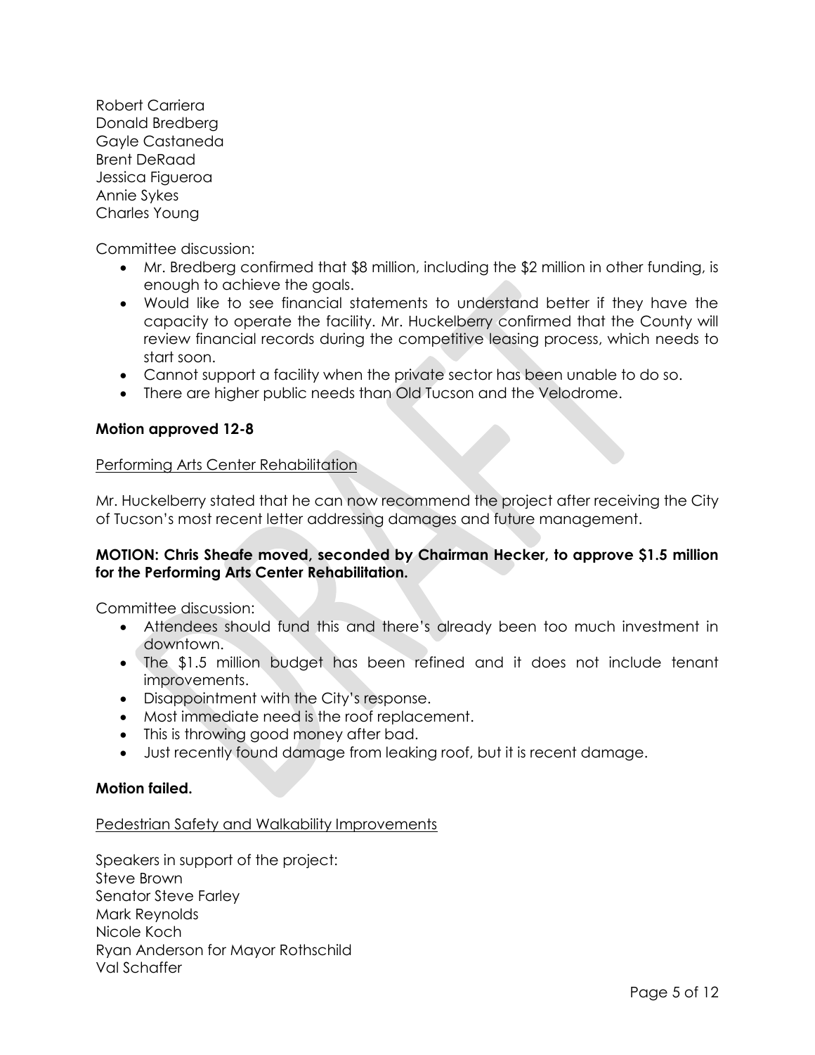Robert Carriera
Donald Bredberg
Gayle Castaneda
Brent DeRaad
Jessica Figueroa
Annie Sykes
Charles Young

Committee discussion:

- Mr. Bredberg confirmed that $8 million, including the $2 million in other funding, is enough to achieve the goals.
- Would like to see financial statements to understand better if they have the capacity to operate the facility. Mr. Huckelberry confirmed that the County will review financial records during the competitive leasing process, which needs to start soon.
- Cannot support a facility when the private sector has been unable to do so.
- There are higher public needs than Old Tucson and the Velodrome.

**Motion approved 12-8**

<u>Performing Arts Center Rehabilitation</u>

Mr. Huckelberry stated that he can now recommend the project after receiving the City of Tucson's most recent letter addressing damages and future management.

**MOTION: Chris Sheafe moved, seconded by Chairman Hecker, to approve $1.5 million for the Performing Arts Center Rehabilitation.**

Committee discussion:

- Attendees should fund this and there's already been too much investment in downtown.
- The $1.5 million budget has been refined and it does not include tenant improvements.
- Disappointment with the City's response.
- Most immediate need is the roof replacement.
- This is throwing good money after bad.
- Just recently found damage from leaking roof, but it is recent damage.

**Motion failed.**

<u>Pedestrian Safety and Walkability Improvements</u>

Speakers in support of the project:
Steve Brown
Senator Steve Farley
Mark Reynolds
Nicole Koch
Ryan Anderson for Mayor Rothschild
Val Schaffer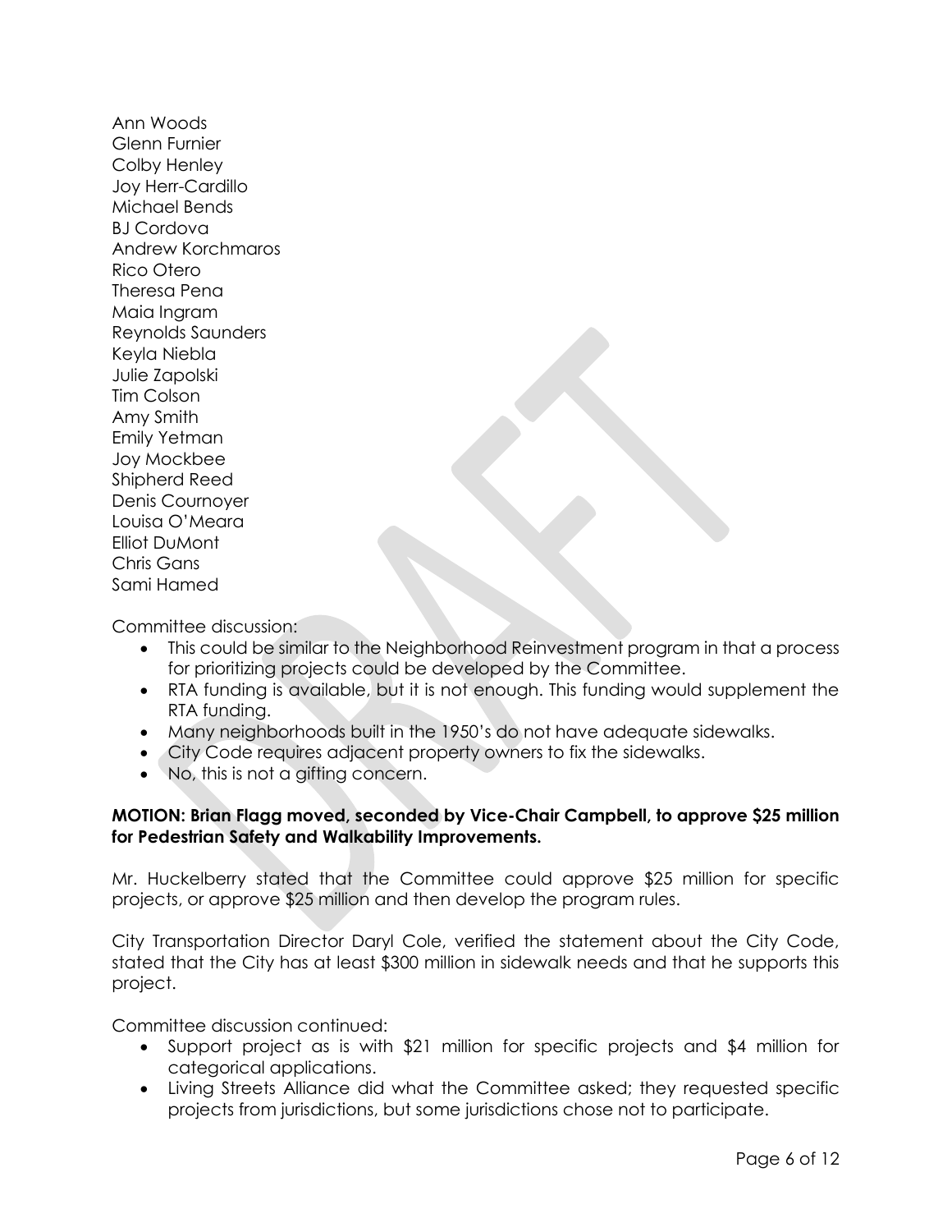Ann Woods
Glenn Furnier
Colby Henley
Joy Herr-Cardillo
Michael Bends
BJ Cordova
Andrew Korchmaros
Rico Otero
Theresa Pena
Maia Ingram
Reynolds Saunders
Keyla Niebla
Julie Zapolski
Tim Colson
Amy Smith
Emily Yetman
Joy Mockbee
Shipherd Reed
Denis Cournoyer
Louisa O'Meara
Elliot DuMont
Chris Gans
Sami Hamed

Committee discussion:

- This could be similar to the Neighborhood Reinvestment program in that a process for prioritizing projects could be developed by the Committee.
- RTA funding is available, but it is not enough. This funding would supplement the RTA funding.
- Many neighborhoods built in the 1950's do not have adequate sidewalks.
- City Code requires adjacent property owners to fix the sidewalks.
- No, this is not a gifting concern.

**MOTION: Brian Flagg moved, seconded by Vice-Chair Campbell, to approve $25 million for Pedestrian Safety and Walkability Improvements.**

Mr. Huckelberry stated that the Committee could approve $25 million for specific projects, or approve $25 million and then develop the program rules.

City Transportation Director Daryl Cole, verified the statement about the City Code, stated that the City has at least $300 million in sidewalk needs and that he supports this project.

Committee discussion continued:

- Support project as is with $21 million for specific projects and $4 million for categorical applications.
- Living Streets Alliance did what the Committee asked; they requested specific projects from jurisdictions, but some jurisdictions chose not to participate.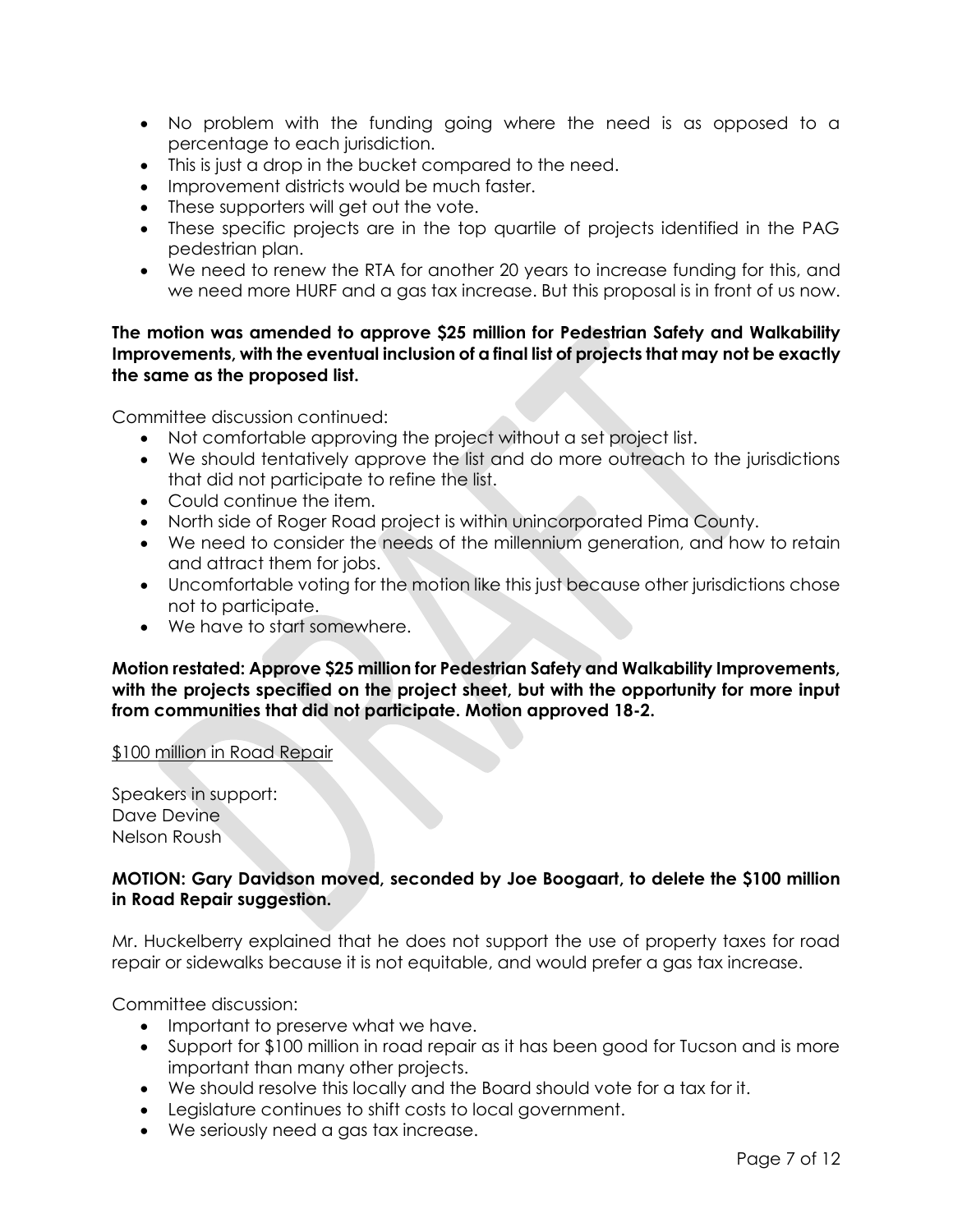- No problem with the funding going where the need is as opposed to a percentage to each jurisdiction.
- This is just a drop in the bucket compared to the need.
- Improvement districts would be much faster.
- These supporters will get out the vote.
- These specific projects are in the top quartile of projects identified in the PAG pedestrian plan.
- We need to renew the RTA for another 20 years to increase funding for this, and we need more HURF and a gas tax increase. But this proposal is in front of us now.

**The motion was amended to approve $25 million for Pedestrian Safety and Walkability Improvements, with the eventual inclusion of a final list of projects that may not be exactly the same as the proposed list.**

Committee discussion continued:

- Not comfortable approving the project without a set project list.
- We should tentatively approve the list and do more outreach to the jurisdictions that did not participate to refine the list.
- Could continue the item.
- North side of Roger Road project is within unincorporated Pima County.
- We need to consider the needs of the millennium generation, and how to retain and attract them for jobs.
- Uncomfortable voting for the motion like this just because other jurisdictions chose not to participate.
- We have to start somewhere.

**Motion restated: Approve $25 million for Pedestrian Safety and Walkability Improvements, with the projects specified on the project sheet, but with the opportunity for more input from communities that did not participate. Motion approved 18-2.**

<u>$100 million in Road Repair</u>

Speakers in support:
Dave Devine
Nelson Roush

**MOTION: Gary Davidson moved, seconded by Joe Boogaart, to delete the $100 million in Road Repair suggestion.**

Mr. Huckelberry explained that he does not support the use of property taxes for road repair or sidewalks because it is not equitable, and would prefer a gas tax increase.

Committee discussion:

- Important to preserve what we have.
- Support for $100 million in road repair as it has been good for Tucson and is more important than many other projects.
- We should resolve this locally and the Board should vote for a tax for it.
- Legislature continues to shift costs to local government.
- We seriously need a gas tax increase.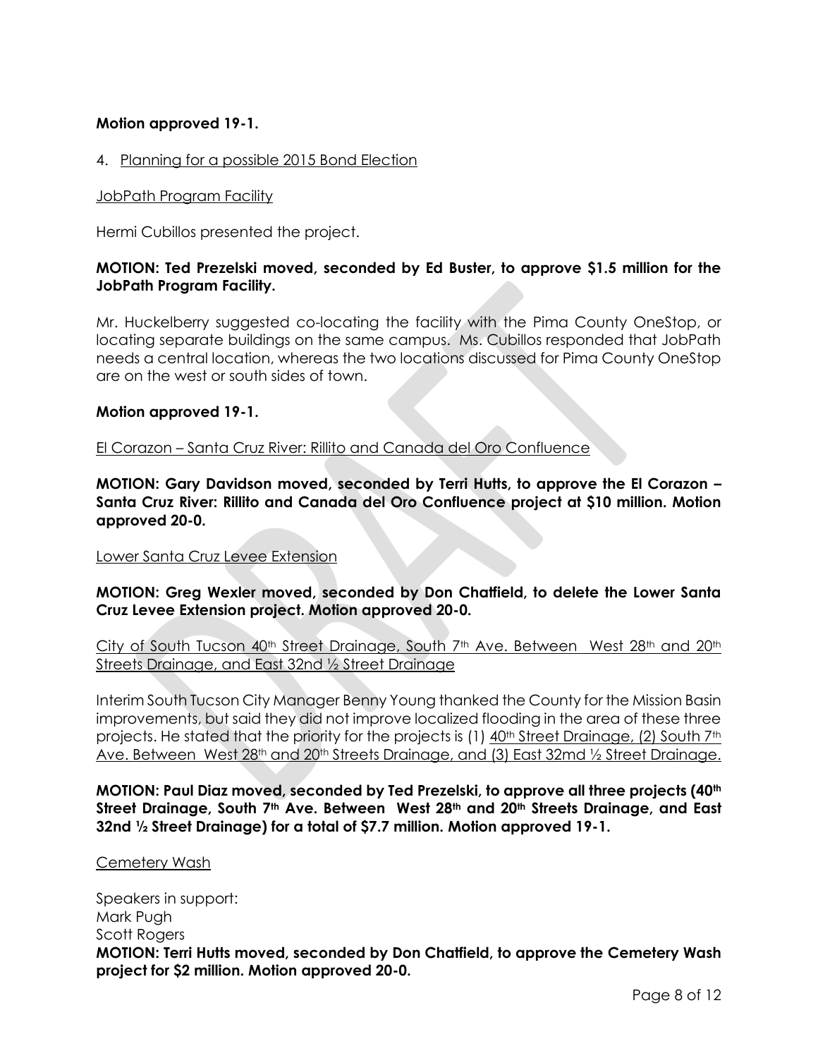**Motion approved 19-1.**

4. Planning for a possible 2015 Bond Election

JobPath Program Facility

Hermi Cubillos presented the project.

**MOTION: Ted Prezelski moved, seconded by Ed Buster, to approve $1.5 million for the JobPath Program Facility.**

Mr. Huckelberry suggested co-locating the facility with the Pima County OneStop, or locating separate buildings on the same campus. Ms. Cubillos responded that JobPath needs a central location, whereas the two locations discussed for Pima County OneStop are on the west or south sides of town.

**Motion approved 19-1.**

El Corazon – Santa Cruz River: Rillito and Canada del Oro Confluence

**MOTION: Gary Davidson moved, seconded by Terri Hutts, to approve the El Corazon – Santa Cruz River: Rillito and Canada del Oro Confluence project at $10 million. Motion approved 20-0.**

Lower Santa Cruz Levee Extension

**MOTION: Greg Wexler moved, seconded by Don Chatfield, to delete the Lower Santa Cruz Levee Extension project. Motion approved 20-0.**

City of South Tucson 40th Street Drainage, South 7th Ave. Between West 28th and 20th Streets Drainage, and East 32nd ½ Street Drainage

Interim South Tucson City Manager Benny Young thanked the County for the Mission Basin improvements, but said they did not improve localized flooding in the area of these three projects. He stated that the priority for the projects is (1) 40th Street Drainage, (2) South 7th Ave. Between West 28th and 20th Streets Drainage, and (3) East 32md ½ Street Drainage.

**MOTION: Paul Diaz moved, seconded by Ted Prezelski, to approve all three projects (40th Street Drainage, South 7th Ave. Between West 28th and 20th Streets Drainage, and East 32nd ½ Street Drainage) for a total of $7.7 million. Motion approved 19-1.**

Cemetery Wash

Speakers in support:
Mark Pugh
Scott Rogers

**MOTION: Terri Hutts moved, seconded by Don Chatfield, to approve the Cemetery Wash project for $2 million. Motion approved 20-0.**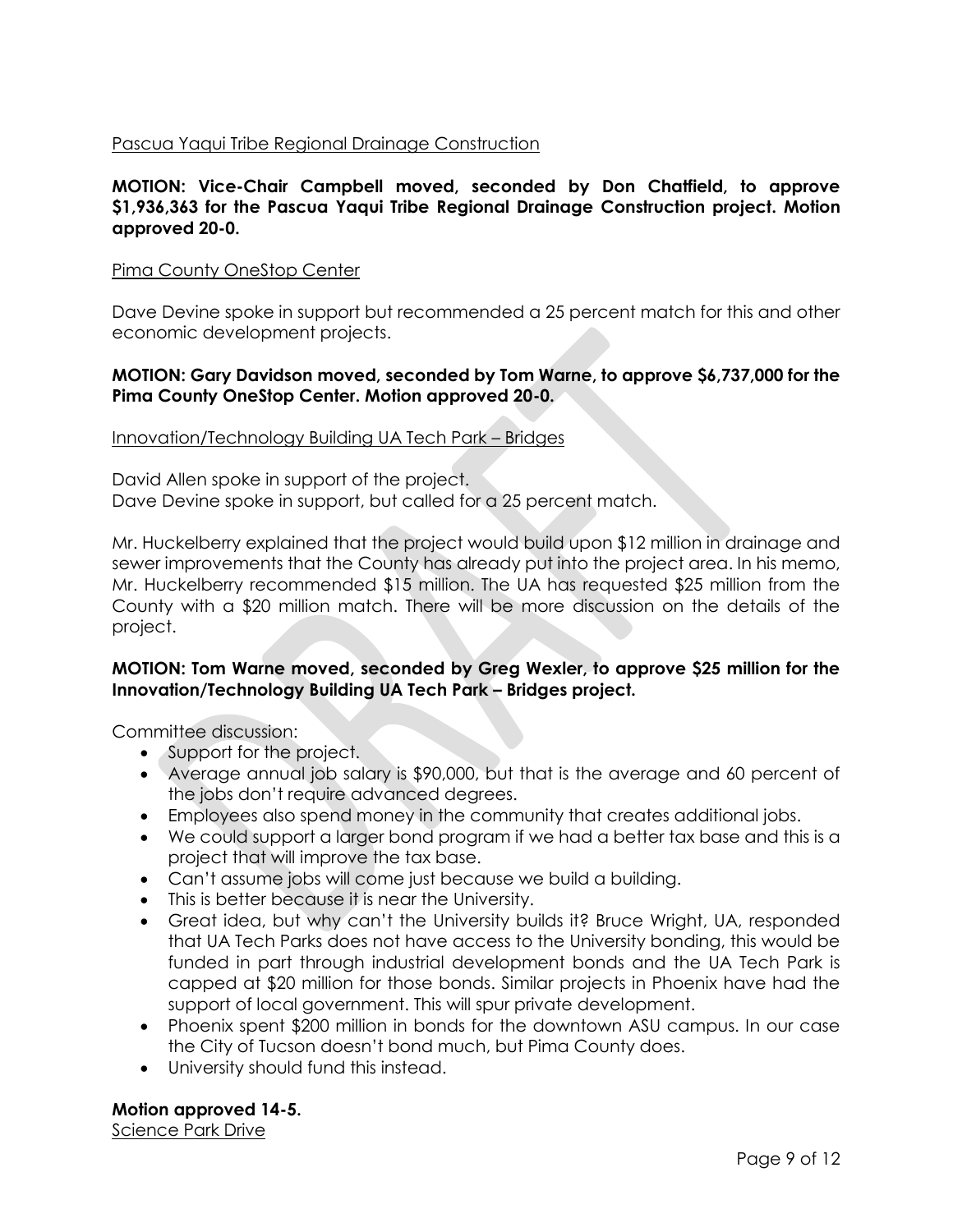Pascua Yaqui Tribe Regional Drainage Construction

**MOTION: Vice-Chair Campbell moved, seconded by Don Chatfield, to approve $1,936,363 for the Pascua Yaqui Tribe Regional Drainage Construction project. Motion approved 20-0.**

Pima County OneStop Center

Dave Devine spoke in support but recommended a 25 percent match for this and other economic development projects.

**MOTION: Gary Davidson moved, seconded by Tom Warne, to approve $6,737,000 for the Pima County OneStop Center. Motion approved 20-0.**

Innovation/Technology Building UA Tech Park – Bridges

David Allen spoke in support of the project.
Dave Devine spoke in support, but called for a 25 percent match.

Mr. Huckelberry explained that the project would build upon $12 million in drainage and sewer improvements that the County has already put into the project area. In his memo, Mr. Huckelberry recommended $15 million. The UA has requested $25 million from the County with a $20 million match. There will be more discussion on the details of the project.

**MOTION: Tom Warne moved, seconded by Greg Wexler, to approve $25 million for the Innovation/Technology Building UA Tech Park – Bridges project.**

Committee discussion:

- Support for the project.
- Average annual job salary is $90,000, but that is the average and 60 percent of the jobs don't require advanced degrees.
- Employees also spend money in the community that creates additional jobs.
- We could support a larger bond program if we had a better tax base and this is a project that will improve the tax base.
- Can't assume jobs will come just because we build a building.
- This is better because it is near the University.
- Great idea, but why can't the University builds it? Bruce Wright, UA, responded that UA Tech Parks does not have access to the University bonding, this would be funded in part through industrial development bonds and the UA Tech Park is capped at $20 million for those bonds. Similar projects in Phoenix have had the support of local government. This will spur private development.
- Phoenix spent $200 million in bonds for the downtown ASU campus. In our case the City of Tucson doesn't bond much, but Pima County does.
- University should fund this instead.

**Motion approved 14-5.**

Science Park Drive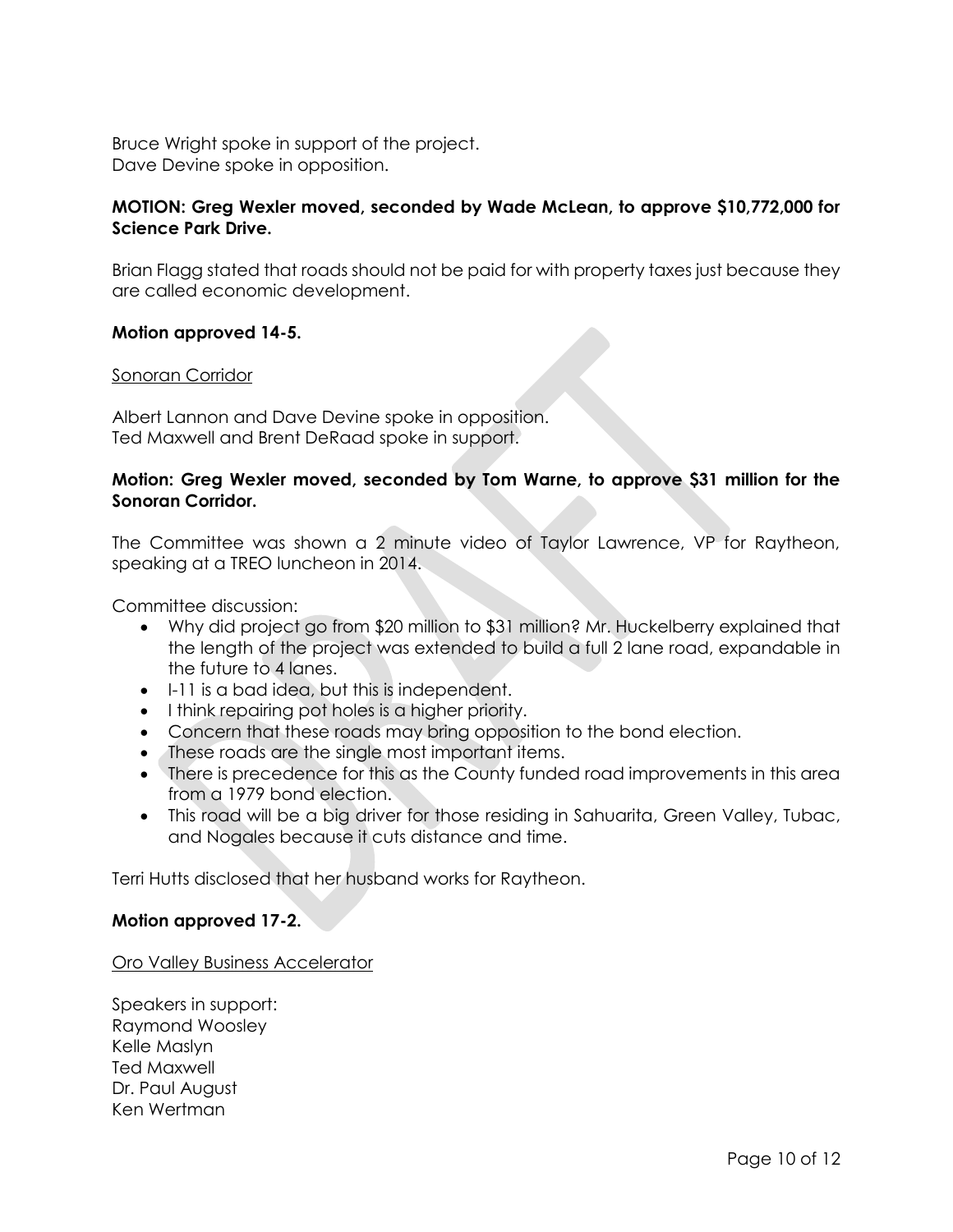Bruce Wright spoke in support of the project.
Dave Devine spoke in opposition.

**MOTION: Greg Wexler moved, seconded by Wade McLean, to approve $10,772,000 for Science Park Drive.**

Brian Flagg stated that roads should not be paid for with property taxes just because they are called economic development.

**Motion approved 14-5.**

<u>Sonoran Corridor</u>

Albert Lannon and Dave Devine spoke in opposition.
Ted Maxwell and Brent DeRaad spoke in support.

**Motion: Greg Wexler moved, seconded by Tom Warne, to approve $31 million for the Sonoran Corridor.**

The Committee was shown a 2 minute video of Taylor Lawrence, VP for Raytheon, speaking at a TREO luncheon in 2014.

Committee discussion:

- Why did project go from $20 million to $31 million? Mr. Huckelberry explained that the length of the project was extended to build a full 2 lane road, expandable in the future to 4 lanes.
- I-11 is a bad idea, but this is independent.
- I think repairing pot holes is a higher priority.
- Concern that these roads may bring opposition to the bond election.
- These roads are the single most important items.
- There is precedence for this as the County funded road improvements in this area from a 1979 bond election.
- This road will be a big driver for those residing in Sahuarita, Green Valley, Tubac, and Nogales because it cuts distance and time.

Terri Hutts disclosed that her husband works for Raytheon.

**Motion approved 17-2.**

<u>Oro Valley Business Accelerator</u>

Speakers in support:
Raymond Woosley
Kelle Maslyn
Ted Maxwell
Dr. Paul August
Ken Wertman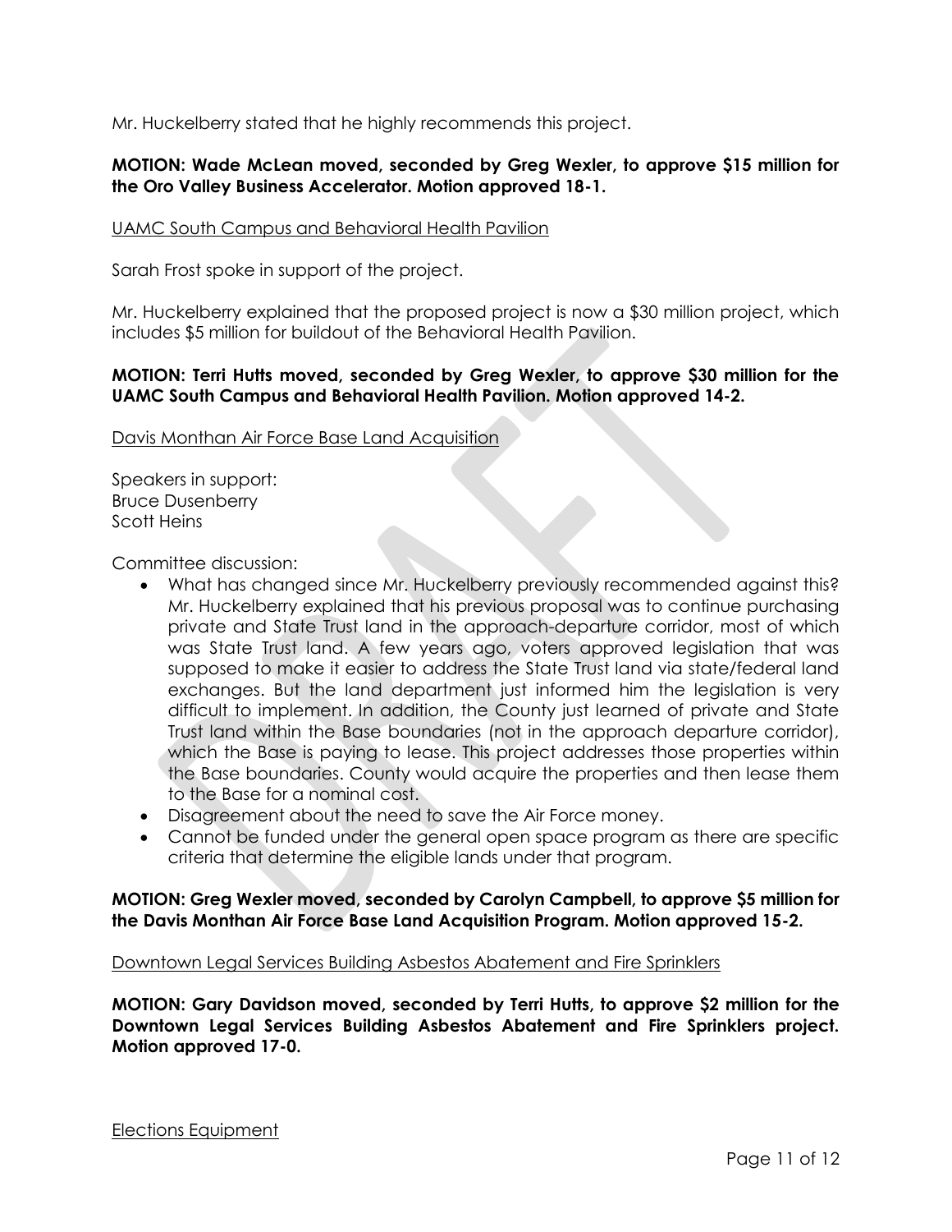Mr. Huckelberry stated that he highly recommends this project.

**MOTION: Wade McLean moved, seconded by Greg Wexler, to approve $15 million for the Oro Valley Business Accelerator. Motion approved 18-1.**

<u>UAMC South Campus and Behavioral Health Pavilion</u>

Sarah Frost spoke in support of the project.

Mr. Huckelberry explained that the proposed project is now a $30 million project, which includes $5 million for buildout of the Behavioral Health Pavilion.

**MOTION: Terri Hutts moved, seconded by Greg Wexler, to approve $30 million for the UAMC South Campus and Behavioral Health Pavilion. Motion approved 14-2.**

<u>Davis Monthan Air Force Base Land Acquisition</u>

Speakers in support:
Bruce Dusenberry
Scott Heins

Committee discussion:

- What has changed since Mr. Huckelberry previously recommended against this? Mr. Huckelberry explained that his previous proposal was to continue purchasing private and State Trust land in the approach-departure corridor, most of which was State Trust land. A few years ago, voters approved legislation that was supposed to make it easier to address the State Trust land via state/federal land exchanges. But the land department just informed him the legislation is very difficult to implement. In addition, the County just learned of private and State Trust land within the Base boundaries (not in the approach departure corridor), which the Base is paying to lease. This project addresses those properties within the Base boundaries. County would acquire the properties and then lease them to the Base for a nominal cost.
- Disagreement about the need to save the Air Force money.
- Cannot be funded under the general open space program as there are specific criteria that determine the eligible lands under that program.

**MOTION: Greg Wexler moved, seconded by Carolyn Campbell, to approve $5 million for the Davis Monthan Air Force Base Land Acquisition Program. Motion approved 15-2.**

<u>Downtown Legal Services Building Asbestos Abatement and Fire Sprinklers</u>

**MOTION: Gary Davidson moved, seconded by Terri Hutts, to approve $2 million for the Downtown Legal Services Building Asbestos Abatement and Fire Sprinklers project. Motion approved 17-0.**

<u>Elections Equipment</u>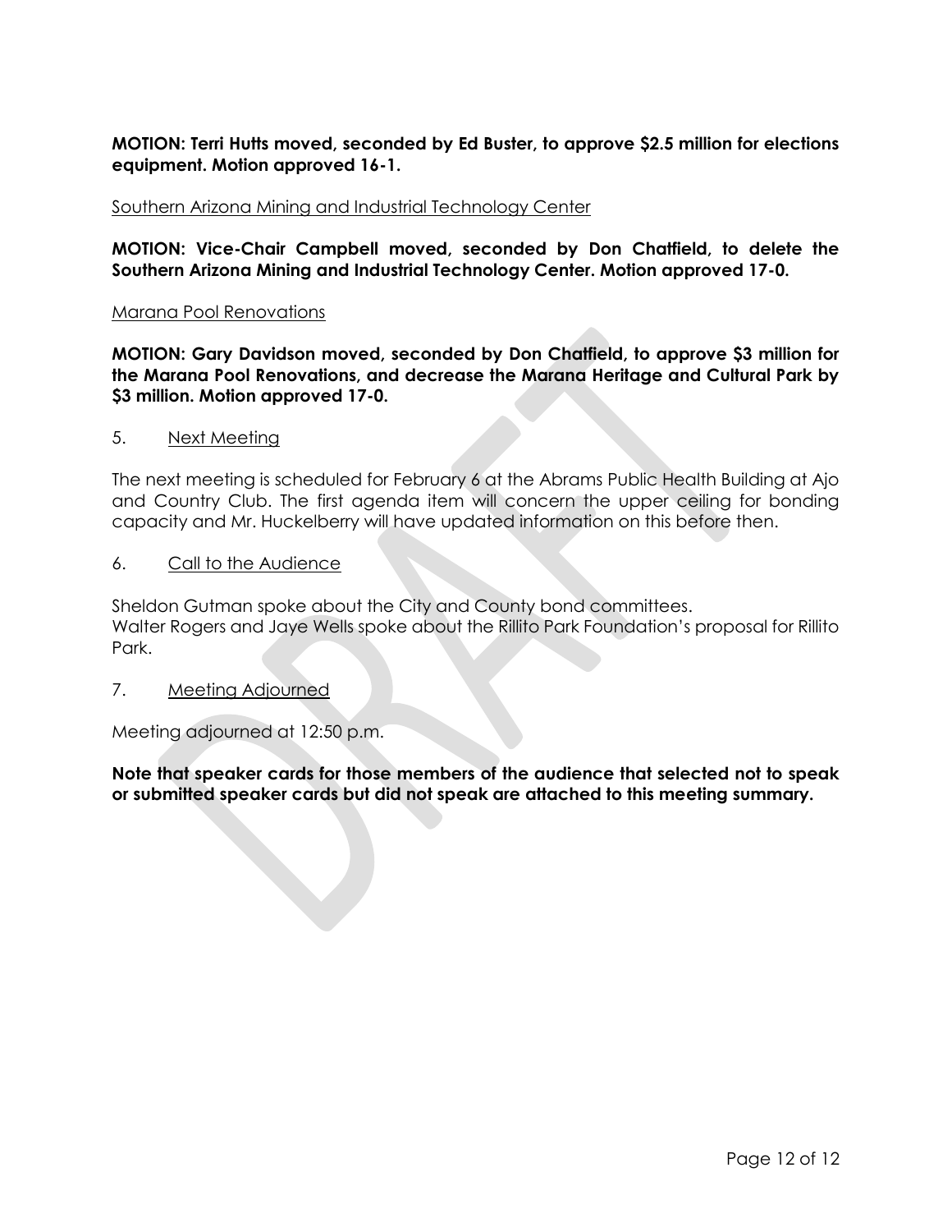**MOTION: Terri Hutts moved, seconded by Ed Buster, to approve $2.5 million for elections equipment. Motion approved 16-1.**

Southern Arizona Mining and Industrial Technology Center

**MOTION: Vice-Chair Campbell moved, seconded by Don Chatfield, to delete the Southern Arizona Mining and Industrial Technology Center. Motion approved 17-0.**

Marana Pool Renovations

**MOTION: Gary Davidson moved, seconded by Don Chatfield, to approve $3 million for the Marana Pool Renovations, and decrease the Marana Heritage and Cultural Park by $3 million. Motion approved 17-0.**

5. Next Meeting

The next meeting is scheduled for February 6 at the Abrams Public Health Building at Ajo and Country Club. The first agenda item will concern the upper ceiling for bonding capacity and Mr. Huckelberry will have updated information on this before then.

6. Call to the Audience

Sheldon Gutman spoke about the City and County bond committees.
Walter Rogers and Jaye Wells spoke about the Rillito Park Foundation's proposal for Rillito Park.

7. Meeting Adjourned

Meeting adjourned at 12:50 p.m.

**Note that speaker cards for those members of the audience that selected not to speak or submitted speaker cards but did not speak are attached to this meeting summary.**